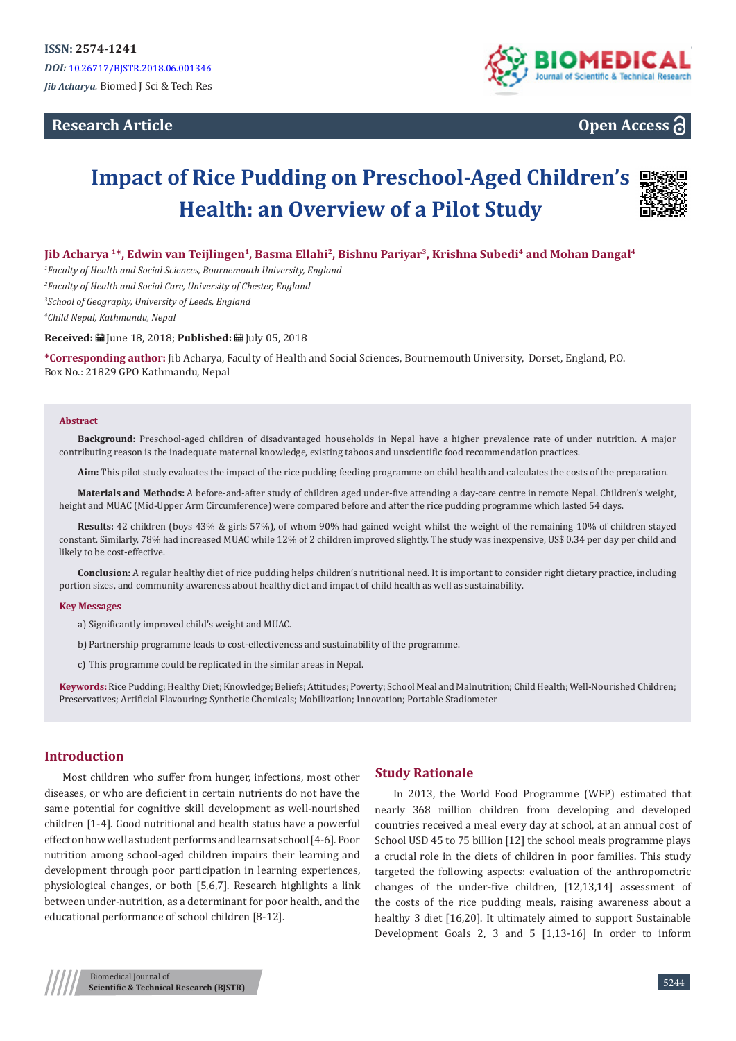**ISSN: 2574-1241**

***DOI:*** 10.26717/BJSTR.2018.06.001346

*Jib Acharya.* Biomed J Sci & Tech Res

**Research Article**

**Open Access**

# Impact of Rice Pudding on Preschool-Aged Children's Health: an Overview of a Pilot Study

**Jib Acharya [1]\*, Edwin van Teijlingen[1], Basma Ellahi[2], Bishnu Pariyar[3], Krishna Subedi[4] and Mohan Dangal[4]**

[1]*Faculty of Health and Social Sciences, Bournemouth University, England*

[2]*Faculty of Health and Social Care, University of Chester, England*

[3]*School of Geography, University of Leeds, England*

[4]*Child Nepal, Kathmandu, Nepal*

**Received:** June 18, 2018; **Published:** July 05, 2018

**\*Corresponding author:** Jib Acharya, Faculty of Health and Social Sciences, Bournemouth University, Dorset, England, P.O. Box No.: 21829 GPO Kathmandu, Nepal

### Abstract

**Background:** Preschool-aged children of disadvantaged households in Nepal have a higher prevalence rate of under nutrition. A major contributing reason is the inadequate maternal knowledge, existing taboos and unscientific food recommendation practices.

**Aim:** This pilot study evaluates the impact of the rice pudding feeding programme on child health and calculates the costs of the preparation.

**Materials and Methods:** A before-and-after study of children aged under-five attending a day-care centre in remote Nepal. Children's weight, height and MUAC (Mid-Upper Arm Circumference) were compared before and after the rice pudding programme which lasted 54 days.

**Results:** 42 children (boys 43% & girls 57%), of whom 90% had gained weight whilst the weight of the remaining 10% of children stayed constant. Similarly, 78% had increased MUAC while 12% of 2 children improved slightly. The study was inexpensive, US$ 0.34 per day per child and likely to be cost-effective.

**Conclusion:** A regular healthy diet of rice pudding helps children's nutritional need. It is important to consider right dietary practice, including portion sizes, and community awareness about healthy diet and impact of child health as well as sustainability.

### Key Messages

a) Significantly improved child's weight and MUAC.

b) Partnership programme leads to cost-effectiveness and sustainability of the programme.

c) This programme could be replicated in the similar areas in Nepal.

**Keywords:** Rice Pudding; Healthy Diet; Knowledge; Beliefs; Attitudes; Poverty; School Meal and Malnutrition; Child Health; Well-Nourished Children; Preservatives; Artificial Flavouring; Synthetic Chemicals; Mobilization; Innovation; Portable Stadiometer

## Introduction

Most children who suffer from hunger, infections, most other diseases, or who are deficient in certain nutrients do not have the same potential for cognitive skill development as well-nourished children [1-4]. Good nutritional and health status have a powerful effect on how well a student performs and learns at school [4-6]. Poor nutrition among school-aged children impairs their learning and development through poor participation in learning experiences, physiological changes, or both [5,6,7]. Research highlights a link between under-nutrition, as a determinant for poor health, and the educational performance of school children [8-12].

## Study Rationale

In 2013, the World Food Programme (WFP) estimated that nearly 368 million children from developing and developed countries received a meal every day at school, at an annual cost of School USD 45 to 75 billion [12] the school meals programme plays a crucial role in the diets of children in poor families. This study targeted the following aspects: evaluation of the anthropometric changes of the under-five children, [12,13,14] assessment of the costs of the rice pudding meals, raising awareness about a healthy 3 diet [16,20]. It ultimately aimed to support Sustainable Development Goals 2, 3 and 5 [1,13-16] In order to inform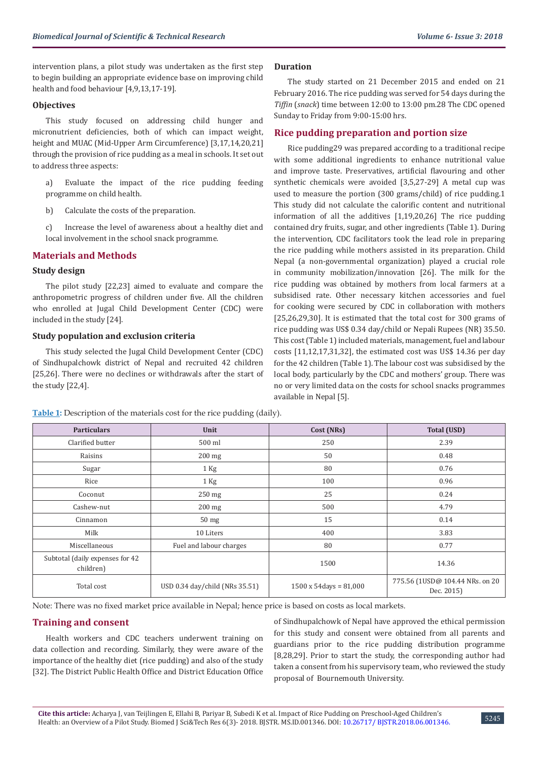intervention plans, a pilot study was undertaken as the first step to begin building an appropriate evidence base on improving child health and food behaviour [4,9,13,17-19].

### Objectives

This study focused on addressing child hunger and micronutrient deficiencies, both of which can impact weight, height and MUAC (Mid-Upper Arm Circumference) [3,17,14,20,21] through the provision of rice pudding as a meal in schools. It set out to address three aspects:

a) Evaluate the impact of the rice pudding feeding programme on child health.

b) Calculate the costs of the preparation.

c) Increase the level of awareness about a healthy diet and local involvement in the school snack programme.

## Materials and Methods

### Study design

The pilot study [22,23] aimed to evaluate and compare the anthropometric progress of children under five. All the children who enrolled at Jugal Child Development Center (CDC) were included in the study [24].

### Study population and exclusion criteria

This study selected the Jugal Child Development Center (CDC) of Sindhupalchowk district of Nepal and recruited 42 children [25,26]. There were no declines or withdrawals after the start of the study [22,4].

### Duration

The study started on 21 December 2015 and ended on 21 February 2016. The rice pudding was served for 54 days during the *Tiffin* (*snack*) time between 12:00 to 13:00 pm.28 The CDC opened Sunday to Friday from 9:00-15:00 hrs.

## Rice pudding preparation and portion size

Rice pudding29 was prepared according to a traditional recipe with some additional ingredients to enhance nutritional value and improve taste. Preservatives, artificial flavouring and other synthetic chemicals were avoided [3,5,27-29] A metal cup was used to measure the portion (300 grams/child) of rice pudding.1 This study did not calculate the calorific content and nutritional information of all the additives [1,19,20,26] The rice pudding contained dry fruits, sugar, and other ingredients (Table 1). During the intervention, CDC facilitators took the lead role in preparing the rice pudding while mothers assisted in its preparation. Child Nepal (a non-governmental organization) played a crucial role in community mobilization/innovation [26]. The milk for the rice pudding was obtained by mothers from local farmers at a subsidised rate. Other necessary kitchen accessories and fuel for cooking were secured by CDC in collaboration with mothers [25,26,29,30]. It is estimated that the total cost for 300 grams of rice pudding was US$ 0.34 day/child or Nepali Rupees (NR) 35.50. This cost (Table 1) included materials, management, fuel and labour costs [11,12,17,31,32], the estimated cost was US$ 14.36 per day for the 42 children (Table 1). The labour cost was subsidised by the local body, particularly by the CDC and mothers' group. There was no or very limited data on the costs for school snacks programmes available in Nepal [5].

**Table 1:** Description of the materials cost for the rice pudding (daily).

| Particulars | Unit | Cost (NRs) | Total (USD) |
|---|---|---|---|
| Clarified butter | 500 ml | 250 | 2.39 |
| Raisins | 200 mg | 50 | 0.48 |
| Sugar | 1 Kg | 80 | 0.76 |
| Rice | 1 Kg | 100 | 0.96 |
| Coconut | 250 mg | 25 | 0.24 |
| Cashew-nut | 200 mg | 500 | 4.79 |
| Cinnamon | 50 mg | 15 | 0.14 |
| Milk | 10 Liters | 400 | 3.83 |
| Miscellaneous | Fuel and labour charges | 80 | 0.77 |
| Subtotal (daily expenses for 42 children) | | 1500 | 14.36 |
| Total cost | USD 0.34 day/child (NRs 35.51) | 1500 x 54days = 81,000 | 775.56 (1USD@ 104.44 NRs. on 20 Dec. 2015) |

Note: There was no fixed market price available in Nepal; hence price is based on costs as local markets.

## Training and consent

Health workers and CDC teachers underwent training on data collection and recording. Similarly, they were aware of the importance of the healthy diet (rice pudding) and also of the study [32]. The District Public Health Office and District Education Office of Sindhupalchowk of Nepal have approved the ethical permission for this study and consent were obtained from all parents and guardians prior to the rice pudding distribution programme [8,28,29]. Prior to start the study, the corresponding author had taken a consent from his supervisory team, who reviewed the study proposal of Bournemouth University.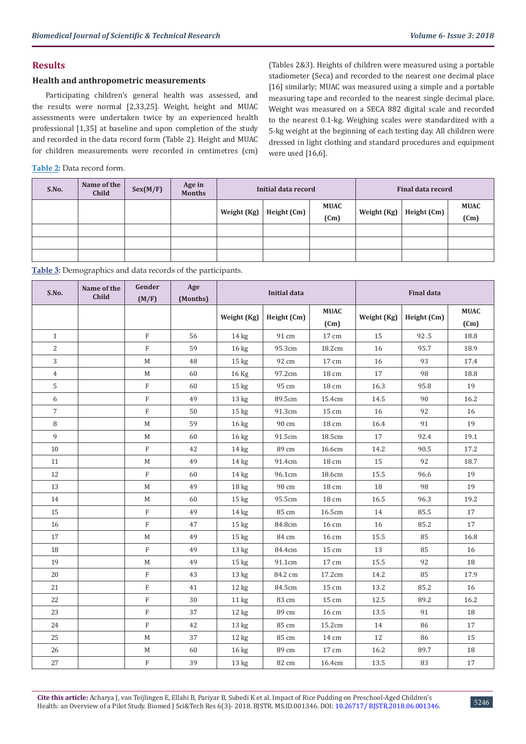## Results

### Health and anthropometric measurements

Participating children's general health was assessed, and the results were normal [2,33,25]. Weight, height and MUAC assessments were undertaken twice by an experienced health professional [1,35] at baseline and upon completion of the study and recorded in the data record form (Table 2). Height and MUAC for children measurements were recorded in centimetres (cm) (Tables 2&3). Heights of children were measured using a portable stadiometer (Seca) and recorded to the nearest one decimal place [16] similarly; MUAC was measured using a simple and a portable measuring tape and recorded to the nearest single decimal place. Weight was measured on a SECA 882 digital scale and recorded to the nearest 0.1-kg. Weighing scales were standardized with a 5-kg weight at the beginning of each testing day. All children were dressed in light clothing and standard procedures and equipment were used [16,6].

**Table 2:** Data record form.

| S.No. | Name of the Child | Sex(M/F) | Age in Months | Initial data record | | | Final data record | | |
|---|---|---|---|---|---|---|---|---|---|
| | | | | Weight (Kg) | Height (Cm) | MUAC (Cm) | Weight (Kg) | Height (Cm) | MUAC (Cm) |
| | | | | | | | | | |
| | | | | | | | | | |
| | | | | | | | | | |

**Table 3:** Demographics and data records of the participants.

| S.No. | Name of the Child | Gender (M/F) | Age (Months) | Initial data | | | Final data | | |
|---|---|---|---|---|---|---|---|---|---|
| | | | | Weight (Kg) | Height (Cm) | MUAC (Cm) | Weight (Kg) | Height (Cm) | MUAC (Cm) |
| 1 | | F | 56 | 14 kg | 91 cm | 17 cm | 15 | 92 .5 | 18.8 |
| 2 | | F | 59 | 16 kg | 95.3cm | 18.2cm | 16 | 95.7 | 18.9 |
| 3 | | M | 48 | 15 kg | 92 cm | 17 cm | 16 | 93 | 17.4 |
| 4 | | M | 60 | 16 Kg | 97.2cm | 18 cm | 17 | 98 | 18.8 |
| 5 | | F | 60 | 15 kg | 95 cm | 18 cm | 16.3 | 95.8 | 19 |
| 6 | | F | 49 | 13 kg | 89.5cm | 15.4cm | 14.5 | 90 | 16.2 |
| 7 | | F | 50 | 15 kg | 91.3cm | 15 cm | 16 | 92 | 16 |
| 8 | | M | 59 | 16 kg | 90 cm | 18 cm | 16.4 | 91 | 19 |
| 9 | | M | 60 | 16 kg | 91.5cm | 18.5cm | 17 | 92.4 | 19.1 |
| 10 | | F | 42 | 14 kg | 89 cm | 16.6cm | 14.2 | 90.5 | 17.2 |
| 11 | | M | 49 | 14 kg | 91.4cm | 18 cm | 15 | 92 | 18.7 |
| 12 | | F | 60 | 14 kg | 96.1cm | 18.6cm | 15.5 | 96.6 | 19 |
| 13 | | M | 49 | 18 kg | 98 cm | 18 cm | 18 | 98 | 19 |
| 14 | | M | 60 | 15 kg | 95.5cm | 18 cm | 16.5 | 96.3 | 19.2 |
| 15 | | F | 49 | 14 kg | 85 cm | 16.5cm | 14 | 85.5 | 17 |
| 16 | | F | 47 | 15 kg | 84.8cm | 16 cm | 16 | 85.2 | 17 |
| 17 | | M | 49 | 15 kg | 84 cm | 16 cm | 15.5 | 85 | 16.8 |
| 18 | | F | 49 | 13 kg | 84.4cm | 15 cm | 13 | 85 | 16 |
| 19 | | M | 49 | 15 kg | 91.1cm | 17 cm | 15.5 | 92 | 18 |
| 20 | | F | 43 | 13 kg | 84.2 cm | 17.2cm | 14.2 | 85 | 17.9 |
| 21 | | F | 41 | 12 kg | 84.5cm | 15 cm | 13.2 | 85.2 | 16 |
| 22 | | F | 30 | 11 kg | 83 cm | 15 cm | 12.5 | 89.2 | 16.2 |
| 23 | | F | 37 | 12 kg | 89 cm | 16 cm | 13.5 | 91 | 18 |
| 24 | | F | 42 | 13 kg | 85 cm | 15.2cm | 14 | 86 | 17 |
| 25 | | M | 37 | 12 kg | 85 cm | 14 cm | 12 | 86 | 15 |
| 26 | | M | 60 | 16 kg | 89 cm | 17 cm | 16.2 | 89.7 | 18 |
| 27 | | F | 39 | 13 kg | 82 cm | 16.4cm | 13.5 | 83 | 17 |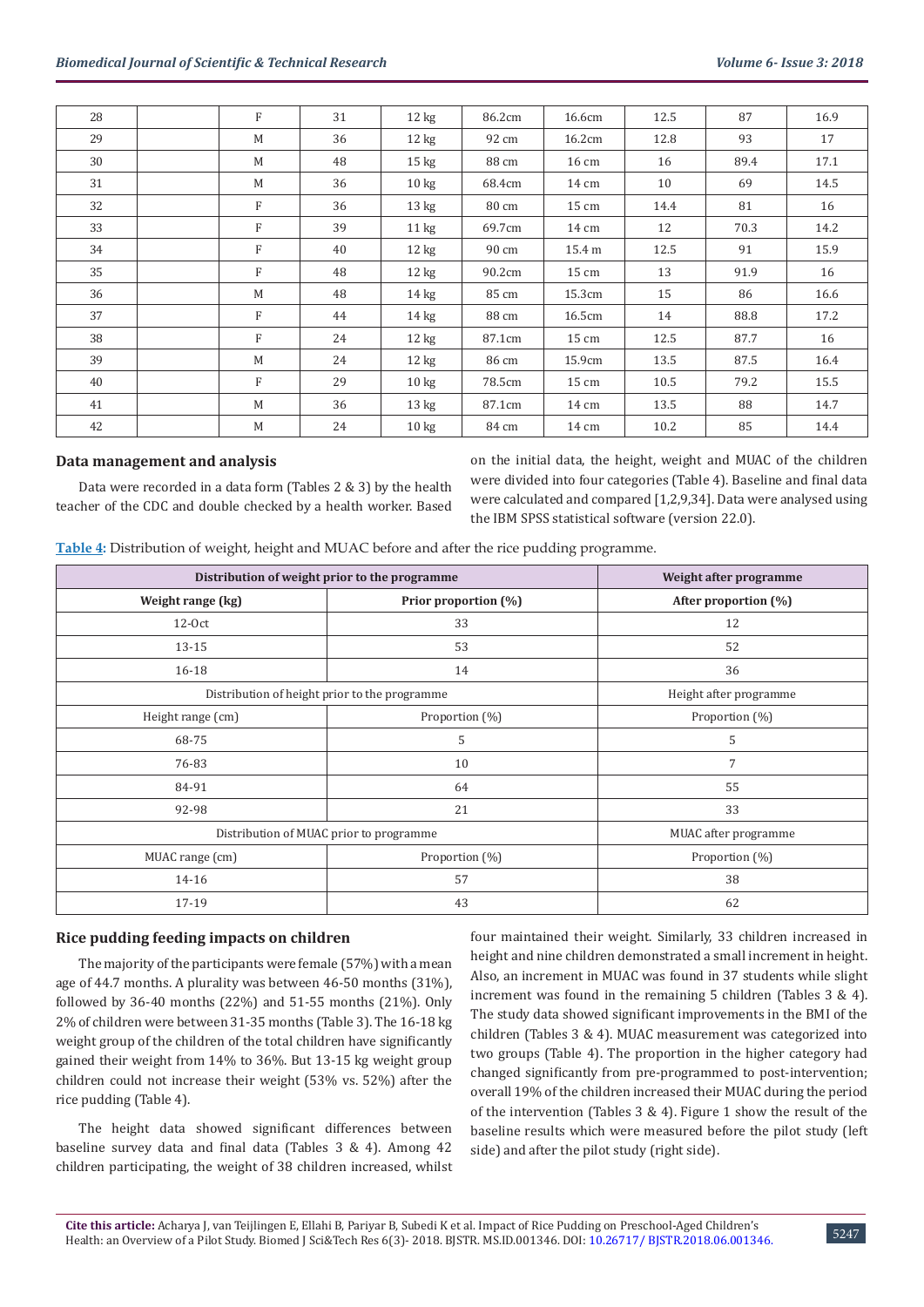| 28 | | F | 31 | 12 kg | 86.2cm | 16.6cm | 12.5 | 87 | 16.9 |
|---|---|---|---|---|---|---|---|---|---|
| 29 | | M | 36 | 12 kg | 92 cm | 16.2cm | 12.8 | 93 | 17 |
| 30 | | M | 48 | 15 kg | 88 cm | 16 cm | 16 | 89.4 | 17.1 |
| 31 | | M | 36 | 10 kg | 68.4cm | 14 cm | 10 | 69 | 14.5 |
| 32 | | F | 36 | 13 kg | 80 cm | 15 cm | 14.4 | 81 | 16 |
| 33 | | F | 39 | 11 kg | 69.7cm | 14 cm | 12 | 70.3 | 14.2 |
| 34 | | F | 40 | 12 kg | 90 cm | 15.4 m | 12.5 | 91 | 15.9 |
| 35 | | F | 48 | 12 kg | 90.2cm | 15 cm | 13 | 91.9 | 16 |
| 36 | | M | 48 | 14 kg | 85 cm | 15.3cm | 15 | 86 | 16.6 |
| 37 | | F | 44 | 14 kg | 88 cm | 16.5cm | 14 | 88.8 | 17.2 |
| 38 | | F | 24 | 12 kg | 87.1cm | 15 cm | 12.5 | 87.7 | 16 |
| 39 | | M | 24 | 12 kg | 86 cm | 15.9cm | 13.5 | 87.5 | 16.4 |
| 40 | | F | 29 | 10 kg | 78.5cm | 15 cm | 10.5 | 79.2 | 15.5 |
| 41 | | M | 36 | 13 kg | 87.1cm | 14 cm | 13.5 | 88 | 14.7 |
| 42 | | M | 24 | 10 kg | 84 cm | 14 cm | 10.2 | 85 | 14.4 |

## Data management and analysis

Data were recorded in a data form (Tables 2 & 3) by the health teacher of the CDC and double checked by a health worker. Based on the initial data, the height, weight and MUAC of the children were divided into four categories (Table 4). Baseline and final data were calculated and compared [1,2,9,34]. Data were analysed using the IBM SPSS statistical software (version 22.0).

**Table 4**: Distribution of weight, height and MUAC before and after the rice pudding programme.

| **Distribution of weight prior to the programme** | | **Weight after programme** |
|---|---|---|
| **Weight range (kg)** | **Prior proportion (%)** | **After proportion (%)** |
| 12-Oct | 33 | 12 |
| 13-15 | 53 | 52 |
| 16-18 | 14 | 36 |
| Distribution of height prior to the programme | | Height after programme |
| Height range (cm) | Proportion (%) | Proportion (%) |
| 68-75 | 5 | 5 |
| 76-83 | 10 | 7 |
| 84-91 | 64 | 55 |
| 92-98 | 21 | 33 |
| Distribution of MUAC prior to programme | | MUAC after programme |
| MUAC range (cm) | Proportion (%) | Proportion (%) |
| 14-16 | 57 | 38 |
| 17-19 | 43 | 62 |

## Rice pudding feeding impacts on children

The majority of the participants were female (57%) with a mean age of 44.7 months. A plurality was between 46-50 months (31%), followed by 36-40 months (22%) and 51-55 months (21%). Only 2% of children were between 31-35 months (Table 3). The 16-18 kg weight group of the children of the total children have significantly gained their weight from 14% to 36%. But 13-15 kg weight group children could not increase their weight (53% vs. 52%) after the rice pudding (Table 4).

The height data showed significant differences between baseline survey data and final data (Tables 3 & 4). Among 42 children participating, the weight of 38 children increased, whilst four maintained their weight. Similarly, 33 children increased in height and nine children demonstrated a small increment in height. Also, an increment in MUAC was found in 37 students while slight increment was found in the remaining 5 children (Tables 3 & 4). The study data showed significant improvements in the BMI of the children (Tables 3 & 4). MUAC measurement was categorized into two groups (Table 4). The proportion in the higher category had changed significantly from pre-programmed to post-intervention; overall 19% of the children increased their MUAC during the period of the intervention (Tables 3 & 4). Figure 1 show the result of the baseline results which were measured before the pilot study (left side) and after the pilot study (right side).

**Cite this article:** Acharya J, van Teijlingen E, Ellahi B, Pariyar B, Subedi K et al. Impact of Rice Pudding on Preschool-Aged Children's Health: an Overview of a Pilot Study. Biomed J Sci&Tech Res 6(3)- 2018. BJSTR. MS.ID.001346. DOI: 10.26717/ BJSTR.2018.06.001346.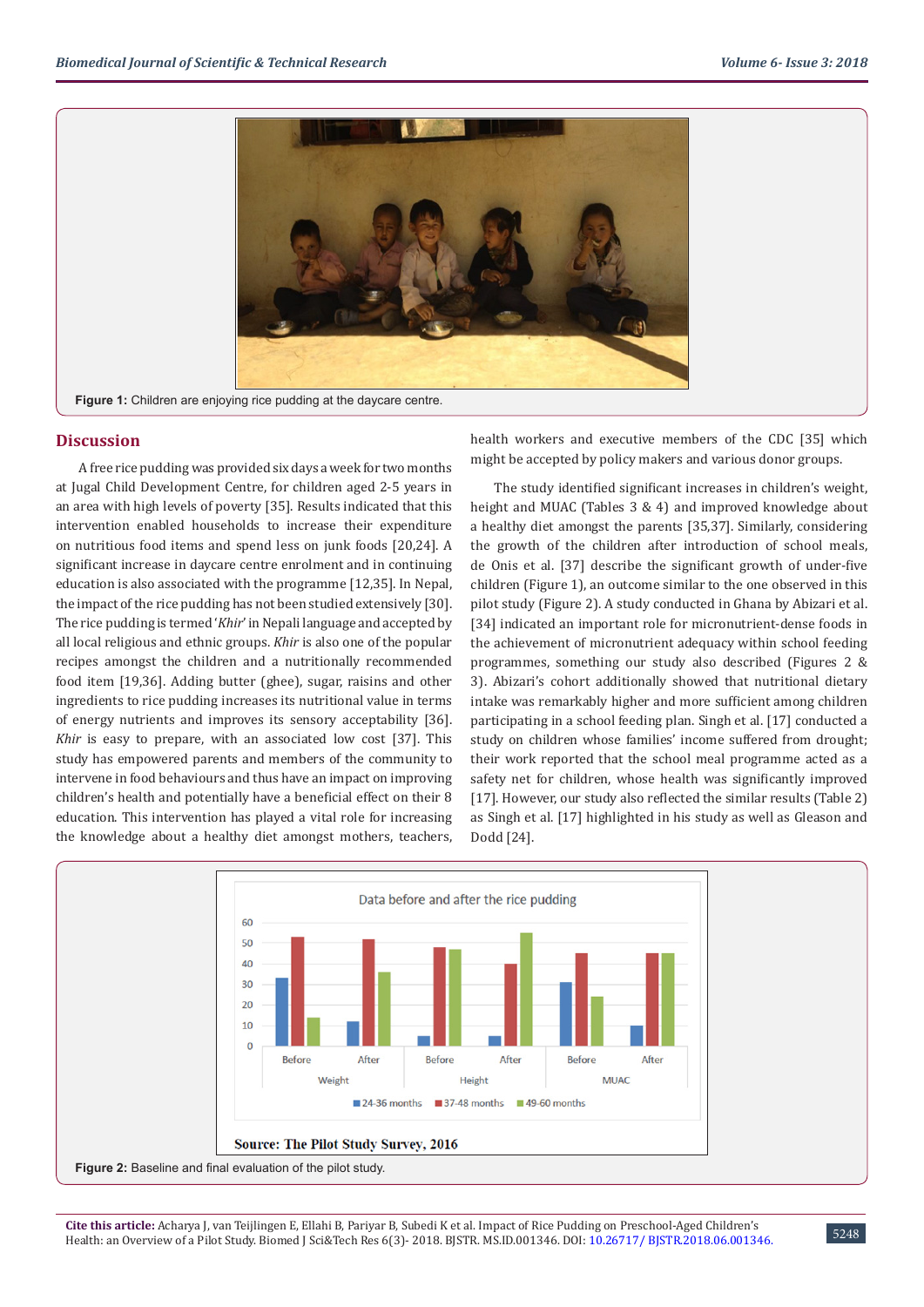Figure 1: Children are enjoying rice pudding at the daycare centre.

## Discussion

A free rice pudding was provided six days a week for two months at Jugal Child Development Centre, for children aged 2-5 years in an area with high levels of poverty [35]. Results indicated that this intervention enabled households to increase their expenditure on nutritious food items and spend less on junk foods [20,24]. A significant increase in daycare centre enrolment and in continuing education is also associated with the programme [12,35]. In Nepal, the impact of the rice pudding has not been studied extensively [30]. The rice pudding is termed '*Khir*' in Nepali language and accepted by all local religious and ethnic groups. *Khir* is also one of the popular recipes amongst the children and a nutritionally recommended food item [19,36]. Adding butter (ghee), sugar, raisins and other ingredients to rice pudding increases its nutritional value in terms of energy nutrients and improves its sensory acceptability [36]. *Khir* is easy to prepare, with an associated low cost [37]. This study has empowered parents and members of the community to intervene in food behaviours and thus have an impact on improving children's health and potentially have a beneficial effect on their 8 education. This intervention has played a vital role for increasing the knowledge about a healthy diet amongst mothers, teachers, health workers and executive members of the CDC [35] which might be accepted by policy makers and various donor groups.

The study identified significant increases in children's weight, height and MUAC (Tables 3 & 4) and improved knowledge about a healthy diet amongst the parents [35,37]. Similarly, considering the growth of the children after introduction of school meals, de Onis et al. [37] describe the significant growth of under-five children (Figure 1), an outcome similar to the one observed in this pilot study (Figure 2). A study conducted in Ghana by Abizari et al. [34] indicated an important role for micronutrient-dense foods in the achievement of micronutrient adequacy within school feeding programmes, something our study also described (Figures 2 & 3). Abizari's cohort additionally showed that nutritional dietary intake was remarkably higher and more sufficient among children participating in a school feeding plan. Singh et al. [17] conducted a study on children whose families' income suffered from drought; their work reported that the school meal programme acted as a safety net for children, whose health was significantly improved [17]. However, our study also reflected the similar results (Table 2) as Singh et al. [17] highlighted in his study as well as Gleason and Dodd [24].

Source: The Pilot Study Survey, 2016

Figure 2: Baseline and final evaluation of the pilot study.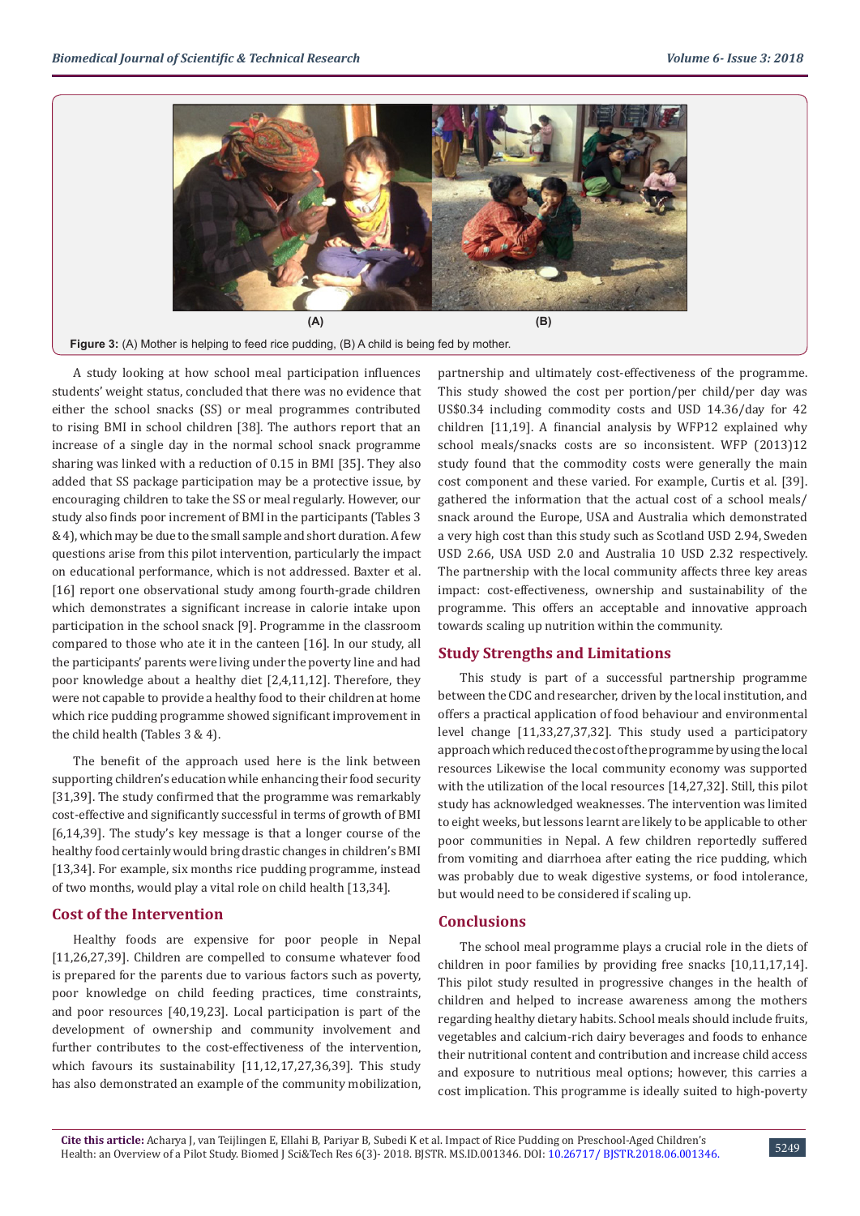(A) (B)

**Figure 3:** (A) Mother is helping to feed rice pudding, (B) A child is being fed by mother.

A study looking at how school meal participation influences students' weight status, concluded that there was no evidence that either the school snacks (SS) or meal programmes contributed to rising BMI in school children [38]. The authors report that an increase of a single day in the normal school snack programme sharing was linked with a reduction of 0.15 in BMI [35]. They also added that SS package participation may be a protective issue, by encouraging children to take the SS or meal regularly. However, our study also finds poor increment of BMI in the participants (Tables 3 & 4), which may be due to the small sample and short duration. A few questions arise from this pilot intervention, particularly the impact on educational performance, which is not addressed. Baxter et al. [16] report one observational study among fourth-grade children which demonstrates a significant increase in calorie intake upon participation in the school snack [9]. Programme in the classroom compared to those who ate it in the canteen [16]. In our study, all the participants' parents were living under the poverty line and had poor knowledge about a healthy diet [2,4,11,12]. Therefore, they were not capable to provide a healthy food to their children at home which rice pudding programme showed significant improvement in the child health (Tables 3 & 4).

The benefit of the approach used here is the link between supporting children's education while enhancing their food security [31,39]. The study confirmed that the programme was remarkably cost-effective and significantly successful in terms of growth of BMI [6,14,39]. The study's key message is that a longer course of the healthy food certainly would bring drastic changes in children's BMI [13,34]. For example, six months rice pudding programme, instead of two months, would play a vital role on child health [13,34].

## Cost of the Intervention

Healthy foods are expensive for poor people in Nepal [11,26,27,39]. Children are compelled to consume whatever food is prepared for the parents due to various factors such as poverty, poor knowledge on child feeding practices, time constraints, and poor resources [40,19,23]. Local participation is part of the development of ownership and community involvement and further contributes to the cost-effectiveness of the intervention, which favours its sustainability [11,12,17,27,36,39]. This study has also demonstrated an example of the community mobilization, partnership and ultimately cost-effectiveness of the programme. This study showed the cost per portion/per child/per day was US$0.34 including commodity costs and USD 14.36/day for 42 children [11,19]. A financial analysis by WFP12 explained why school meals/snacks costs are so inconsistent. WFP (2013)12 study found that the commodity costs were generally the main cost component and these varied. For example, Curtis et al. [39]. gathered the information that the actual cost of a school meals/snack around the Europe, USA and Australia which demonstrated a very high cost than this study such as Scotland USD 2.94, Sweden USD 2.66, USA USD 2.0 and Australia 10 USD 2.32 respectively. The partnership with the local community affects three key areas impact: cost-effectiveness, ownership and sustainability of the programme. This offers an acceptable and innovative approach towards scaling up nutrition within the community.

## Study Strengths and Limitations

This study is part of a successful partnership programme between the CDC and researcher, driven by the local institution, and offers a practical application of food behaviour and environmental level change [11,33,27,37,32]. This study used a participatory approach which reduced the cost of the programme by using the local resources Likewise the local community economy was supported with the utilization of the local resources [14,27,32]. Still, this pilot study has acknowledged weaknesses. The intervention was limited to eight weeks, but lessons learnt are likely to be applicable to other poor communities in Nepal. A few children reportedly suffered from vomiting and diarrhoea after eating the rice pudding, which was probably due to weak digestive systems, or food intolerance, but would need to be considered if scaling up.

## Conclusions

The school meal programme plays a crucial role in the diets of children in poor families by providing free snacks [10,11,17,14]. This pilot study resulted in progressive changes in the health of children and helped to increase awareness among the mothers regarding healthy dietary habits. School meals should include fruits, vegetables and calcium-rich dairy beverages and foods to enhance their nutritional content and contribution and increase child access and exposure to nutritious meal options; however, this carries a cost implication. This programme is ideally suited to high-poverty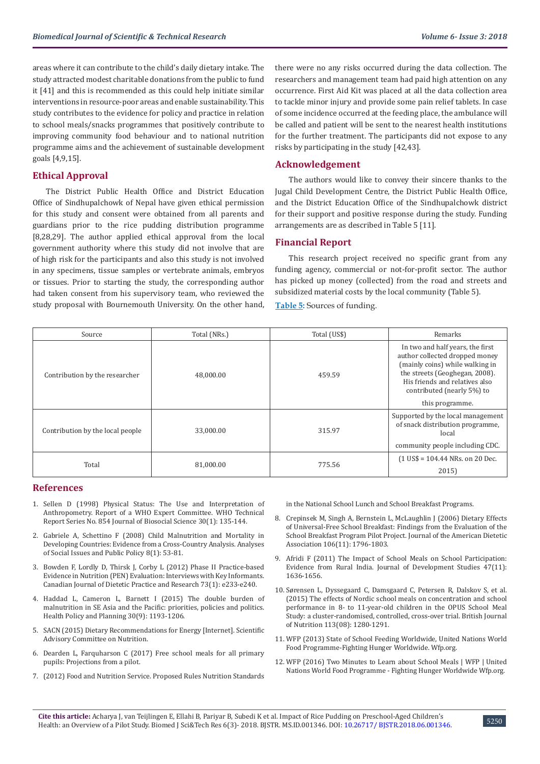areas where it can contribute to the child's daily dietary intake. The study attracted modest charitable donations from the public to fund it [41] and this is recommended as this could help initiate similar interventions in resource-poor areas and enable sustainability. This study contributes to the evidence for policy and practice in relation to school meals/snacks programmes that positively contribute to improving community food behaviour and to national nutrition programme aims and the achievement of sustainable development goals [4,9,15].

## Ethical Approval

The District Public Health Office and District Education Office of Sindhupalchowk of Nepal have given ethical permission for this study and consent were obtained from all parents and guardians prior to the rice pudding distribution programme [8,28,29]. The author applied ethical approval from the local government authority where this study did not involve that are of high risk for the participants and also this study is not involved in any specimens, tissue samples or vertebrate animals, embryos or tissues. Prior to starting the study, the corresponding author had taken consent from his supervisory team, who reviewed the study proposal with Bournemouth University. On the other hand, there were no any risks occurred during the data collection. The researchers and management team had paid high attention on any occurrence. First Aid Kit was placed at all the data collection area to tackle minor injury and provide some pain relief tablets. In case of some incidence occurred at the feeding place, the ambulance will be called and patient will be sent to the nearest health institutions for the further treatment. The participants did not expose to any risks by participating in the study [42,43].

## Acknowledgement

The authors would like to convey their sincere thanks to the Jugal Child Development Centre, the District Public Health Office, and the District Education Office of the Sindhupalchowk district for their support and positive response during the study. Funding arrangements are as described in Table 5 [11].

## Financial Report

This research project received no specific grant from any funding agency, commercial or not-for-profit sector. The author has picked up money (collected) from the road and streets and subsidized material costs by the local community (Table 5).

**Table 5:** Sources of funding.

| Source | Total (NRs.) | Total (US$) | Remarks |
|---|---|---|---|
| Contribution by the researcher | 48,000.00 | 459.59 | In two and half years, the first author collected dropped money (mainly coins) while walking in the streets (Geoghegan, 2008). His friends and relatives also contributed (nearly 5%) to this programme. |
| Contribution by the local people | 33,000.00 | 315.97 | Supported by the local management of snack distribution programme, local community people including CDC. |
| Total | 81,000.00 | 775.56 | (1 US$ = 104.44 NRs. on 20 Dec. 2015) |

## References

1. Sellen D (1998) Physical Status: The Use and Interpretation of Anthropometry. Report of a WHO Expert Committee. WHO Technical Report Series No. 854 Journal of Biosocial Science 30(1): 135-144.
2. Gabriele A, Schettino F (2008) Child Malnutrition and Mortality in Developing Countries: Evidence from a Cross-Country Analysis. Analyses of Social Issues and Public Policy 8(1): 53-81.
3. Bowden F, Lordly D, Thirsk J, Corby L (2012) Phase II Practice-based Evidence in Nutrition (PEN) Evaluation: Interviews with Key Informants. Canadian Journal of Dietetic Practice and Research 73(1): e233-e240.
4. Haddad L, Cameron L, Barnett I (2015) The double burden of malnutrition in SE Asia and the Pacific: priorities, policies and politics. Health Policy and Planning 30(9): 1193-1206.
5. SACN (2015) Dietary Recommendations for Energy [Internet]. Scientific Advisory Committee on Nutrition.
6. Dearden L, Farquharson C (2017) Free school meals for all primary pupils: Projections from a pilot.
7. (2012) Food and Nutrition Service. Proposed Rules Nutrition Standards in the National School Lunch and School Breakfast Programs.
8. Crepinsek M, Singh A, Bernstein L, McLaughlin J (2006) Dietary Effects of Universal-Free School Breakfast: Findings from the Evaluation of the School Breakfast Program Pilot Project. Journal of the American Dietetic Association 106(11): 1796-1803.
9. Afridi F (2011) The Impact of School Meals on School Participation: Evidence from Rural India. Journal of Development Studies 47(11): 1636-1656.
10. Sørensen L, Dyssegaard C, Damsgaard C, Petersen R, Dalskov S, et al. (2015) The effects of Nordic school meals on concentration and school performance in 8- to 11-year-old children in the OPUS School Meal Study: a cluster-randomised, controlled, cross-over trial. British Journal of Nutrition 113(08): 1280-1291.
11. WFP (2013) State of School Feeding Worldwide, United Nations World Food Programme-Fighting Hunger Worldwide. Wfp.org.
12. WFP (2016) Two Minutes to Learn about School Meals | WFP | United Nations World Food Programme - Fighting Hunger Worldwide Wfp.org.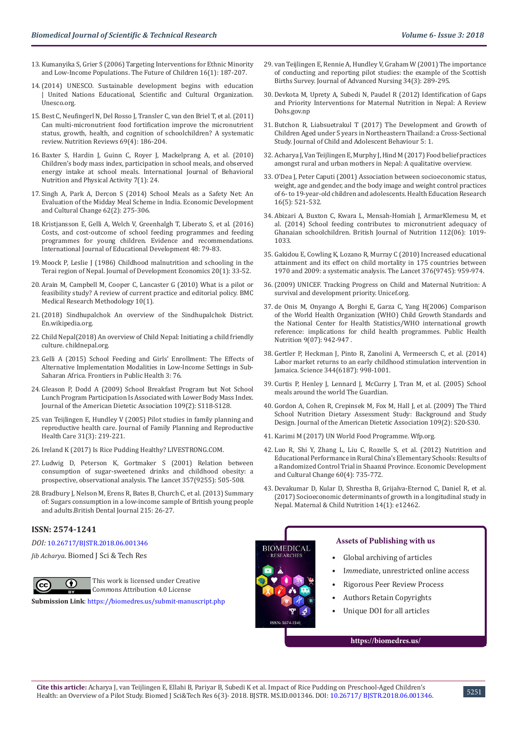13. Kumanyika S, Grier S (2006) Targeting Interventions for Ethnic Minority and Low-Income Populations. The Future of Children 16(1): 187-207.

14. (2014) UNESCO. Sustainable development begins with education | United Nations Educational, Scientific and Cultural Organization. Unesco.org.

15. Best C, Neufingerl N, Del Rosso J, Transler C, van den Briel T, et al. (2011) Can multi-micronutrient food fortification improve the micronutrient status, growth, health, and cognition of schoolchildren? A systematic review. Nutrition Reviews 69(4): 186-204.

16. Baxter S, Hardin J, Guinn C, Royer J, Mackelprang A, et al. (2010) Children's body mass index, participation in school meals, and observed energy intake at school meals. International Journal of Behavioral Nutrition and Physical Activity 7(1): 24.

17. Singh A, Park A, Dercon S (2014) School Meals as a Safety Net: An Evaluation of the Midday Meal Scheme in India. Economic Development and Cultural Change 62(2): 275-306.

18. Kristjansson E, Gelli A, Welch V, Greenhalgh T, Liberato S, et al. (2016) Costs, and cost-outcome of school feeding programmes and feeding programmes for young children. Evidence and recommendations. International Journal of Educational Development 48: 79-83.

19. Moock P, Leslie J (1986) Childhood malnutrition and schooling in the Terai region of Nepal. Journal of Development Economics 20(1): 33-52.

20. Arain M, Campbell M, Cooper C, Lancaster G (2010) What is a pilot or feasibility study? A review of current practice and editorial policy. BMC Medical Research Methodology 10(1).

21. (2018) Sindhupalchok An overview of the Sindhupalchok District. En.wikipedia.org.

22. Child Nepal(2018) An overview of Child Nepal: Initiating a child friendly culture. childnepal.org.

23. Gelli A (2015) School Feeding and Girls' Enrollment: The Effects of Alternative Implementation Modalities in Low-Income Settings in Sub-Saharan Africa. Frontiers in Public Health 3: 76.

24. Gleason P, Dodd A (2009) School Breakfast Program but Not School Lunch Program Participation Is Associated with Lower Body Mass Index. Journal of the American Dietetic Association 109(2): S118-S128.

25. van Teijlingen E, Hundley V (2005) Pilot studies in family planning and reproductive health care. Journal of Family Planning and Reproductive Health Care 31(3): 219-221.

26. Ireland K (2017) Is Rice Pudding Healthy? LIVESTRONG.COM.

27. Ludwig D, Peterson K, Gortmaker S (2001) Relation between consumption of sugar-sweetened drinks and childhood obesity: a prospective, observational analysis. The Lancet 357(9255): 505-508.

28. Bradbury J, Nelson M, Erens R, Bates B, Church C, et al. (2013) Summary of: Sugars consumption in a low-income sample of British young people and adults.British Dental Journal 215: 26-27.

29. van Teijlingen E, Rennie A, Hundley V, Graham W (2001) The importance of conducting and reporting pilot studies: the example of the Scottish Births Survey. Journal of Advanced Nursing 34(3): 289-295.

30. Devkota M, Uprety A, Subedi N, Paudel R (2012) Identification of Gaps and Priority Interventions for Maternal Nutrition in Nepal: A Review Dohs.gov.np

31. Butchon R, Liabsuetrakul T (2017) The Development and Growth of Children Aged under 5 years in Northeastern Thailand: a Cross-Sectional Study. Journal of Child and Adolescent Behaviour 5: 1.

32. Acharya J, Van Teijlingen E, Murphy J, Hind M (2017) Food belief practices amongst rural and urban mothers in Nepal: A qualitative overview.

33. O'Dea J, Peter Caputi (2001) Association between socioeconomic status, weight, age and gender, and the body image and weight control practices of 6- to 19-year-old children and adolescents. Health Education Research 16(5): 521-532.

34. Abizari A, Buxton C, Kwara L, Mensah-Homiah J, ArmarKlemesu M, et al. (2014) School feeding contributes to micronutrient adequacy of Ghanaian schoolchildren. British Journal of Nutrition 112(06): 1019-1033.

35. Gakidou E, Cowling K, Lozano R, Murray C (2010) Increased educational attainment and its effect on child mortality in 175 countries between 1970 and 2009: a systematic analysis. The Lancet 376(9745): 959-974.

36. (2009) UNICEF. Tracking Progress on Child and Maternal Nutrition: A survival and development priority. Unicef.org.

37. de Onis M, Onyango A, Borghi E, Garza C, Yang H(2006) Comparison of the World Health Organization (WHO) Child Growth Standards and the National Center for Health Statistics/WHO international growth reference: implications for child health programmes. Public Health Nutrition 9(07): 942-947 .

38. Gertler P, Heckman J, Pinto R, Zanolini A, Vermeersch C, et al. (2014) Labor market returns to an early childhood stimulation intervention in Jamaica. Science 344(6187): 998-1001.

39. Curtis P, Henley J, Lennard J, McCurry J, Tran M, et al. (2005) School meals around the world The Guardian.

40. Gordon A, Cohen R, Crepinsek M, Fox M, Hall J, et al. (2009) The Third School Nutrition Dietary Assessment Study: Background and Study Design. Journal of the American Dietetic Association 109(2): S20-S30.

41. Karimi M (2017) UN World Food Programme. Wfp.org.

42. Luo R, Shi Y, Zhang L, Liu C, Rozelle S, et al. (2012) Nutrition and Educational Performance in Rural China's Elementary Schools: Results of a Randomized Control Trial in Shaanxi Province. Economic Development and Cultural Change 60(4): 735-772.

43. Devakumar D, Kular D, Shrestha B, Grijalva-Eternod C, Daniel R, et al. (2017) Socioeconomic determinants of growth in a longitudinal study in Nepal. Maternal & Child Nutrition 14(1): e12462.

**ISSN: 2574-1241**

*DOI:* 10.26717/BJSTR.2018.06.001346

*Jib Acharya.* Biomed J Sci & Tech Res

This work is licensed under Creative Commons Attribution 4.0 License

**Submission Link**: https://biomedres.us/submit-manuscript.php

**Assets of Publishing with us**

- Global archiving of articles
- Immediate, unrestricted online access
- Rigorous Peer Review Process
- Authors Retain Copyrights
- Unique DOI for all articles

**https://biomedres.us/**

**Cite this article:** Acharya J, van Teijlingen E, Ellahi B, Pariyar B, Subedi K et al. Impact of Rice Pudding on Preschool-Aged Children's Health: an Overview of a Pilot Study. Biomed J Sci&Tech Res 6(3)- 2018. BJSTR. MS.ID.001346. DOI: 10.26717/ BJSTR.2018.06.001346.